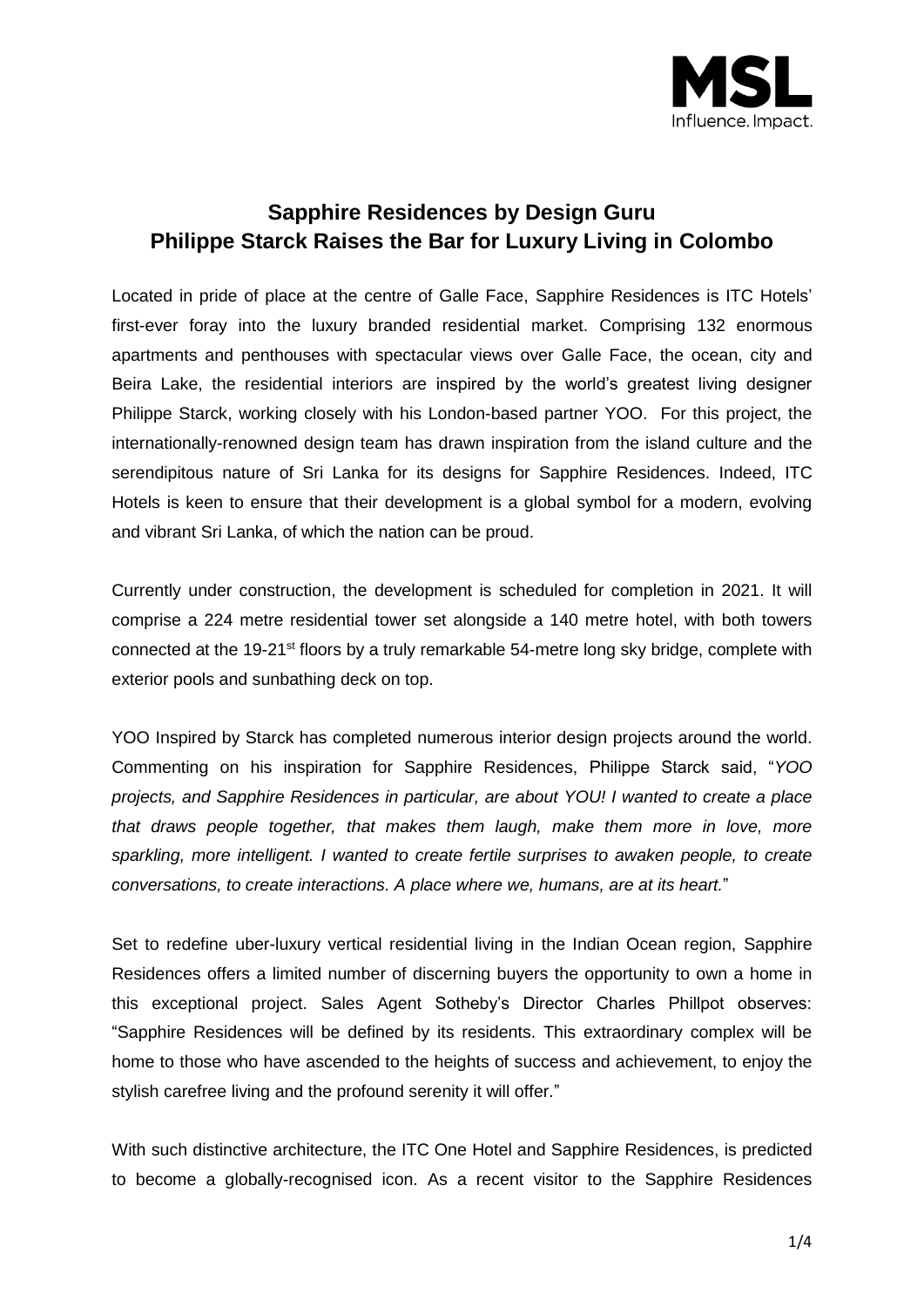MSL
Influence. Impact.

# Sapphire Residences by Design Guru Philippe Starck Raises the Bar for Luxury Living in Colombo

Located in pride of place at the centre of Galle Face, Sapphire Residences is ITC Hotels' first-ever foray into the luxury branded residential market. Comprising 132 enormous apartments and penthouses with spectacular views over Galle Face, the ocean, city and Beira Lake, the residential interiors are inspired by the world's greatest living designer Philippe Starck, working closely with his London-based partner YOO. For this project, the internationally-renowned design team has drawn inspiration from the island culture and the serendipitous nature of Sri Lanka for its designs for Sapphire Residences. Indeed, ITC Hotels is keen to ensure that their development is a global symbol for a modern, evolving and vibrant Sri Lanka, of which the nation can be proud.

Currently under construction, the development is scheduled for completion in 2021. It will comprise a 224 metre residential tower set alongside a 140 metre hotel, with both towers connected at the 19-21st floors by a truly remarkable 54-metre long sky bridge, complete with exterior pools and sunbathing deck on top.

YOO Inspired by Starck has completed numerous interior design projects around the world. Commenting on his inspiration for Sapphire Residences, Philippe Starck said, "*YOO projects, and Sapphire Residences in particular, are about YOU! I wanted to create a place that draws people together, that makes them laugh, make them more in love, more sparkling, more intelligent. I wanted to create fertile surprises to awaken people, to create conversations, to create interactions. A place where we, humans, are at its heart.*"

Set to redefine uber-luxury vertical residential living in the Indian Ocean region, Sapphire Residences offers a limited number of discerning buyers the opportunity to own a home in this exceptional project. Sales Agent Sotheby's Director Charles Phillpot observes: "Sapphire Residences will be defined by its residents. This extraordinary complex will be home to those who have ascended to the heights of success and achievement, to enjoy the stylish carefree living and the profound serenity it will offer."

With such distinctive architecture, the ITC One Hotel and Sapphire Residences, is predicted to become a globally-recognised icon. As a recent visitor to the Sapphire Residences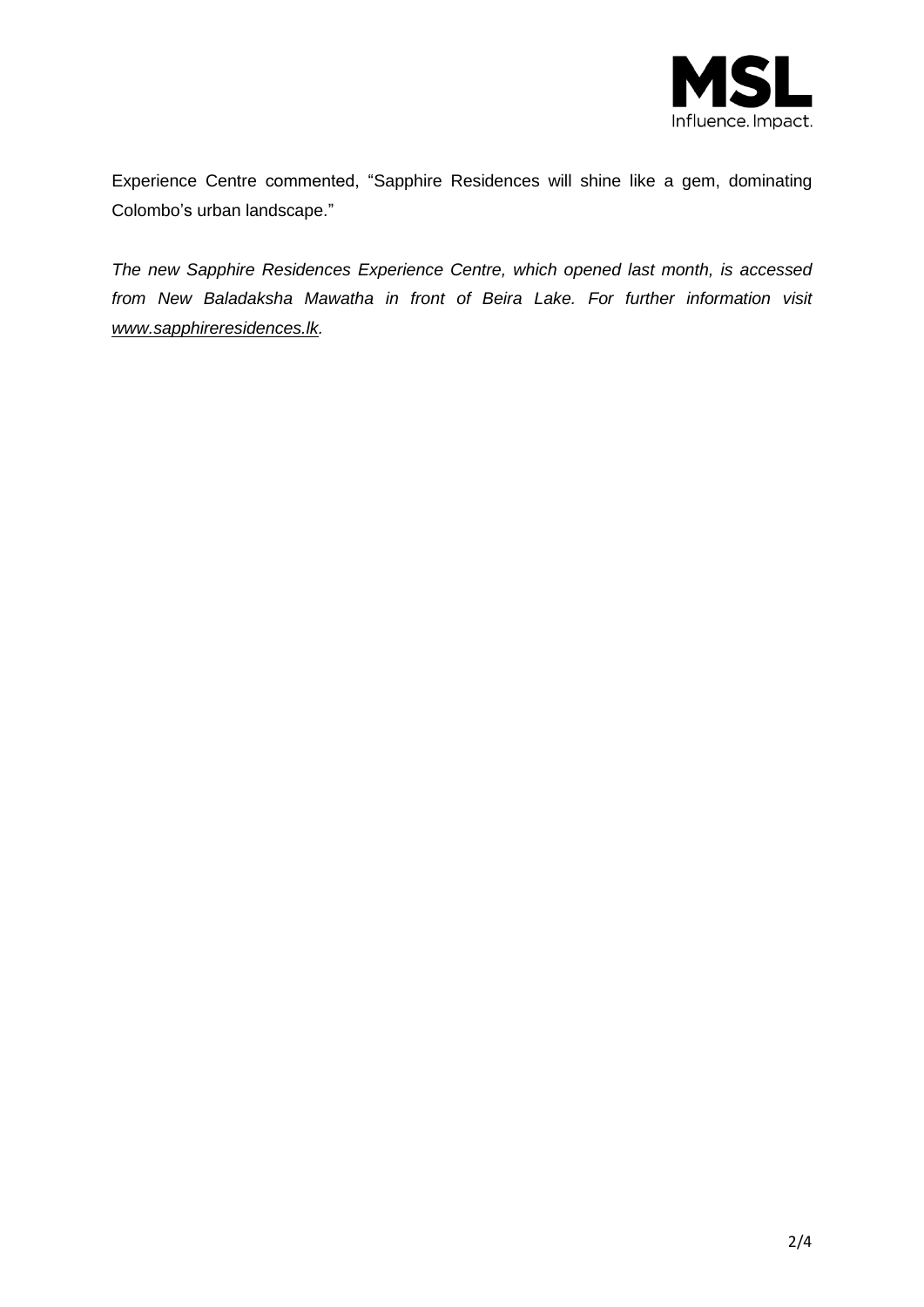Experience Centre commented, "Sapphire Residences will shine like a gem, dominating Colombo's urban landscape."

*The new Sapphire Residences Experience Centre, which opened last month, is accessed from New Baladaksha Mawatha in front of Beira Lake. For further information visit [www.sapphireresidences.lk](http://www.sapphireresidences.lk).*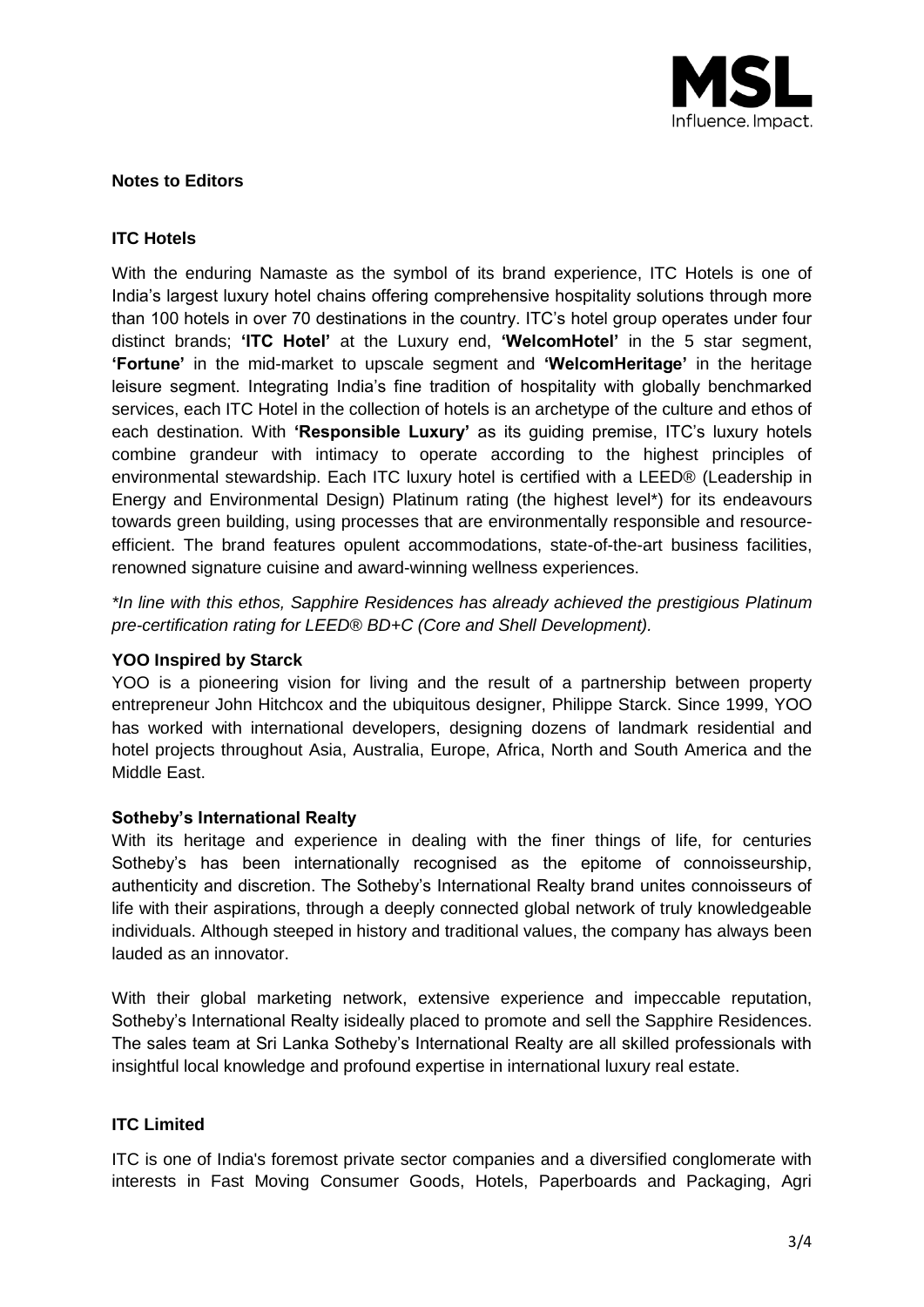MSL
Influence. Impact.

**Notes to Editors**

**ITC Hotels**

With the enduring Namaste as the symbol of its brand experience, ITC Hotels is one of India's largest luxury hotel chains offering comprehensive hospitality solutions through more than 100 hotels in over 70 destinations in the country. ITC's hotel group operates under four distinct brands; **'ITC Hotel'** at the Luxury end, **'WelcomHotel'** in the 5 star segment, **'Fortune'** in the mid-market to upscale segment and **'WelcomHeritage'** in the heritage leisure segment. Integrating India's fine tradition of hospitality with globally benchmarked services, each ITC Hotel in the collection of hotels is an archetype of the culture and ethos of each destination. With **'Responsible Luxury'** as its guiding premise, ITC's luxury hotels combine grandeur with intimacy to operate according to the highest principles of environmental stewardship. Each ITC luxury hotel is certified with a LEED® (Leadership in Energy and Environmental Design) Platinum rating (the highest level*) for its endeavours towards green building, using processes that are environmentally responsible and resource-efficient. The brand features opulent accommodations, state-of-the-art business facilities, renowned signature cuisine and award-winning wellness experiences.

*\*In line with this ethos, Sapphire Residences has already achieved the prestigious Platinum pre-certification rating for LEED® BD+C (Core and Shell Development).*

**YOO Inspired by Starck**

YOO is a pioneering vision for living and the result of a partnership between property entrepreneur John Hitchcox and the ubiquitous designer, Philippe Starck. Since 1999, YOO has worked with international developers, designing dozens of landmark residential and hotel projects throughout Asia, Australia, Europe, Africa, North and South America and the Middle East.

**Sotheby's International Realty**

With its heritage and experience in dealing with the finer things of life, for centuries Sotheby's has been internationally recognised as the epitome of connoisseurship, authenticity and discretion. The Sotheby's International Realty brand unites connoisseurs of life with their aspirations, through a deeply connected global network of truly knowledgeable individuals. Although steeped in history and traditional values, the company has always been lauded as an innovator.

With their global marketing network, extensive experience and impeccable reputation, Sotheby's International Realty isideally placed to promote and sell the Sapphire Residences. The sales team at Sri Lanka Sotheby's International Realty are all skilled professionals with insightful local knowledge and profound expertise in international luxury real estate.

**ITC Limited**

ITC is one of India's foremost private sector companies and a diversified conglomerate with interests in Fast Moving Consumer Goods, Hotels, Paperboards and Packaging, Agri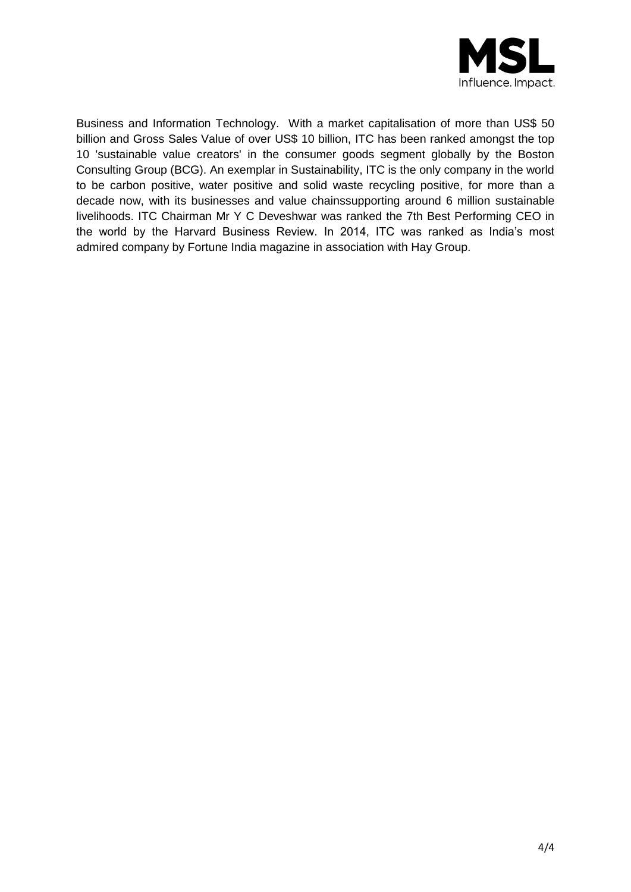Business and Information Technology. With a market capitalisation of more than US$ 50 billion and Gross Sales Value of over US$ 10 billion, ITC has been ranked amongst the top 10 'sustainable value creators' in the consumer goods segment globally by the Boston Consulting Group (BCG). An exemplar in Sustainability, ITC is the only company in the world to be carbon positive, water positive and solid waste recycling positive, for more than a decade now, with its businesses and value chainssupporting around 6 million sustainable livelihoods. ITC Chairman Mr Y C Deveshwar was ranked the 7th Best Performing CEO in the world by the Harvard Business Review. In 2014, ITC was ranked as India's most admired company by Fortune India magazine in association with Hay Group.